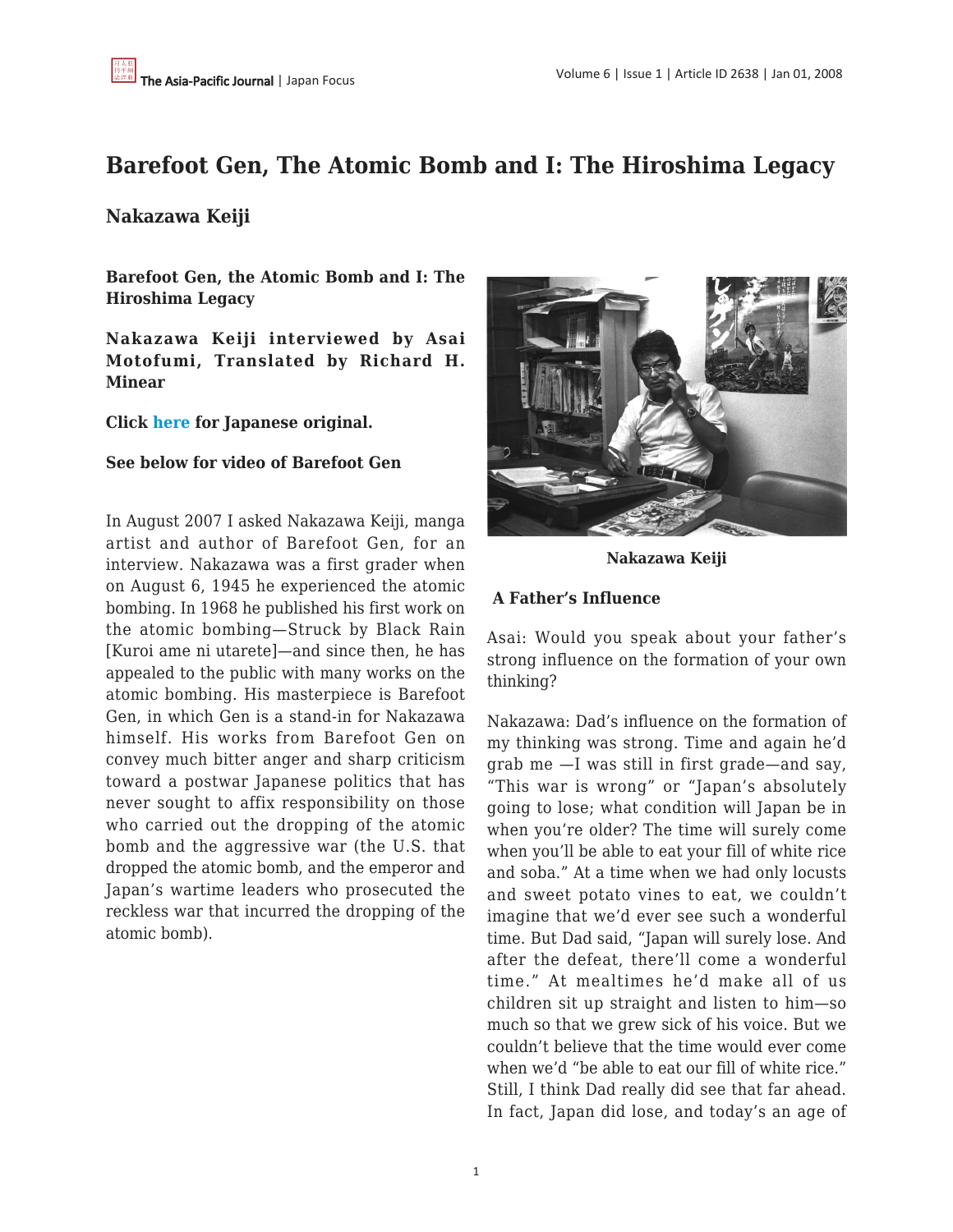# Barefoot Gen, The Atomic Bomb and I: The Hiroshima Legacy

## Nakazawa Keiji

**Barefoot Gen, the Atomic Bomb and I: The Hiroshima Legacy**

**Nakazawa Keiji interviewed by Asai Motofumi, Translated by Richard H. Minear**

**Click here for Japanese original.**

**See below for video of Barefoot Gen**

In August 2007 I asked Nakazawa Keiji, manga artist and author of Barefoot Gen, for an interview. Nakazawa was a first grader when on August 6, 1945 he experienced the atomic bombing. In 1968 he published his first work on the atomic bombing—Struck by Black Rain [Kuroi ame ni utarete]—and since then, he has appealed to the public with many works on the atomic bombing. His masterpiece is Barefoot Gen, in which Gen is a stand-in for Nakazawa himself. His works from Barefoot Gen on convey much bitter anger and sharp criticism toward a postwar Japanese politics that has never sought to affix responsibility on those who carried out the dropping of the atomic bomb and the aggressive war (the U.S. that dropped the atomic bomb, and the emperor and Japan's wartime leaders who prosecuted the reckless war that incurred the dropping of the atomic bomb).

**Nakazawa Keiji**

### A Father's Influence

Asai: Would you speak about your father's strong influence on the formation of your own thinking?

Nakazawa: Dad's influence on the formation of my thinking was strong. Time and again he'd grab me —I was still in first grade—and say, "This war is wrong" or "Japan's absolutely going to lose; what condition will Japan be in when you're older? The time will surely come when you'll be able to eat your fill of white rice and soba." At a time when we had only locusts and sweet potato vines to eat, we couldn't imagine that we'd ever see such a wonderful time. But Dad said, "Japan will surely lose. And after the defeat, there'll come a wonderful time." At mealtimes he'd make all of us children sit up straight and listen to him—so much so that we grew sick of his voice. But we couldn't believe that the time would ever come when we'd "be able to eat our fill of white rice." Still, I think Dad really did see that far ahead. In fact, Japan did lose, and today's an age of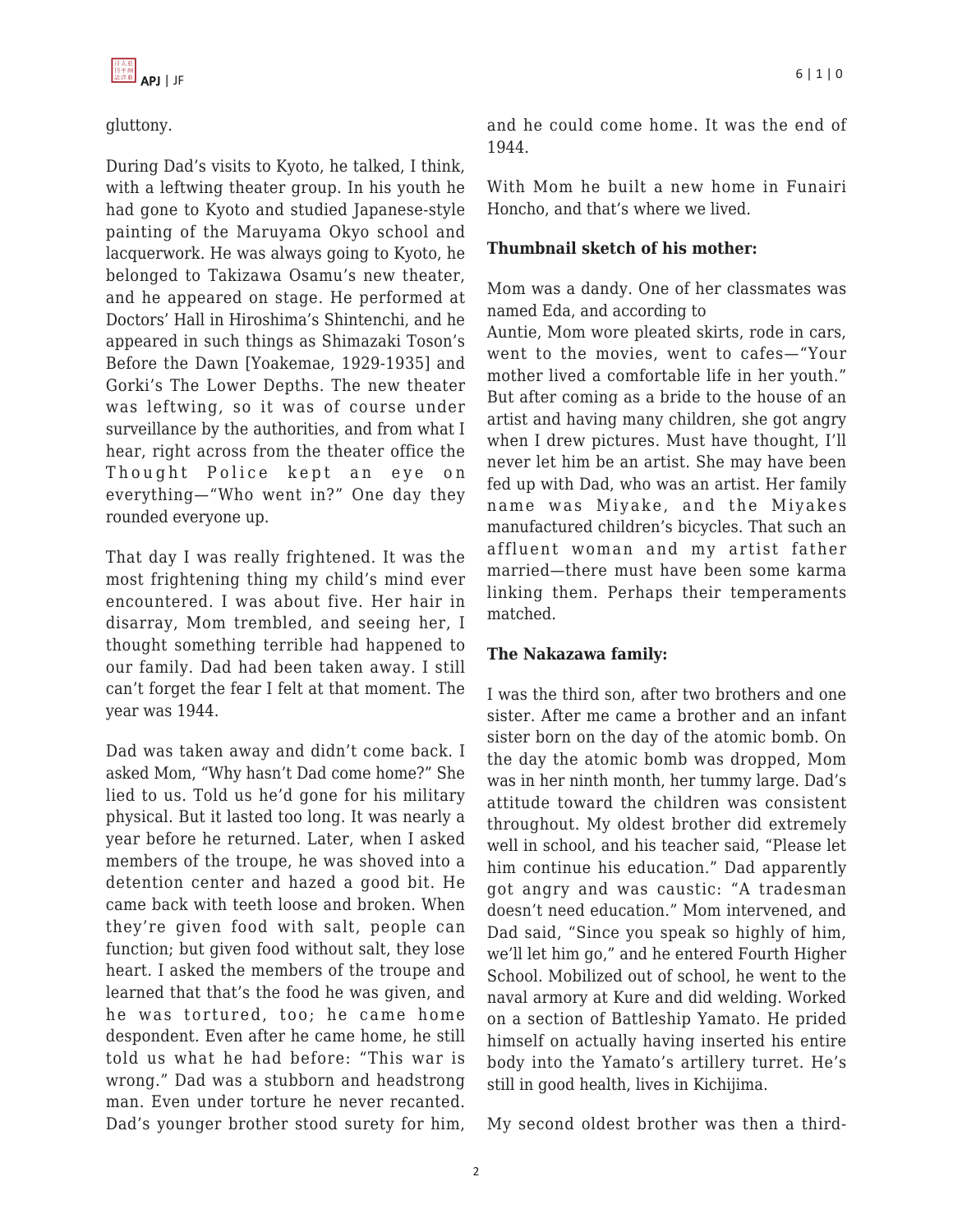gluttony.

During Dad's visits to Kyoto, he talked, I think, with a leftwing theater group. In his youth he had gone to Kyoto and studied Japanese-style painting of the Maruyama Okyo school and lacquerwork. He was always going to Kyoto, he belonged to Takizawa Osamu's new theater, and he appeared on stage. He performed at Doctors' Hall in Hiroshima's Shintenchi, and he appeared in such things as Shimazaki Toson's Before the Dawn [Yoakemae, 1929-1935] and Gorki's The Lower Depths. The new theater was leftwing, so it was of course under surveillance by the authorities, and from what I hear, right across from the theater office the Thought Police kept an eye on everything—"Who went in?" One day they rounded everyone up.

That day I was really frightened. It was the most frightening thing my child's mind ever encountered. I was about five. Her hair in disarray, Mom trembled, and seeing her, I thought something terrible had happened to our family. Dad had been taken away. I still can't forget the fear I felt at that moment. The year was 1944.

Dad was taken away and didn't come back. I asked Mom, "Why hasn't Dad come home?" She lied to us. Told us he'd gone for his military physical. But it lasted too long. It was nearly a year before he returned. Later, when I asked members of the troupe, he was shoved into a detention center and hazed a good bit. He came back with teeth loose and broken. When they're given food with salt, people can function; but given food without salt, they lose heart. I asked the members of the troupe and learned that that's the food he was given, and he was tortured, too; he came home despondent. Even after he came home, he still told us what he had before: "This war is wrong." Dad was a stubborn and headstrong man. Even under torture he never recanted. Dad's younger brother stood surety for him, and he could come home. It was the end of 1944.

With Mom he built a new home in Funairi Honcho, and that's where we lived.

**Thumbnail sketch of his mother:**

Mom was a dandy. One of her classmates was named Eda, and according to Auntie, Mom wore pleated skirts, rode in cars, went to the movies, went to cafes—"Your mother lived a comfortable life in her youth." But after coming as a bride to the house of an artist and having many children, she got angry when I drew pictures. Must have thought, I'll never let him be an artist. She may have been fed up with Dad, who was an artist. Her family name was Miyake, and the Miyakes manufactured children's bicycles. That such an affluent woman and my artist father married—there must have been some karma linking them. Perhaps their temperaments matched.

**The Nakazawa family:**

I was the third son, after two brothers and one sister. After me came a brother and an infant sister born on the day of the atomic bomb. On the day the atomic bomb was dropped, Mom was in her ninth month, her tummy large. Dad's attitude toward the children was consistent throughout. My oldest brother did extremely well in school, and his teacher said, "Please let him continue his education." Dad apparently got angry and was caustic: "A tradesman doesn't need education." Mom intervened, and Dad said, "Since you speak so highly of him, we'll let him go," and he entered Fourth Higher School. Mobilized out of school, he went to the naval armory at Kure and did welding. Worked on a section of Battleship Yamato. He prided himself on actually having inserted his entire body into the Yamato's artillery turret. He's still in good health, lives in Kichijima.

My second oldest brother was then a third-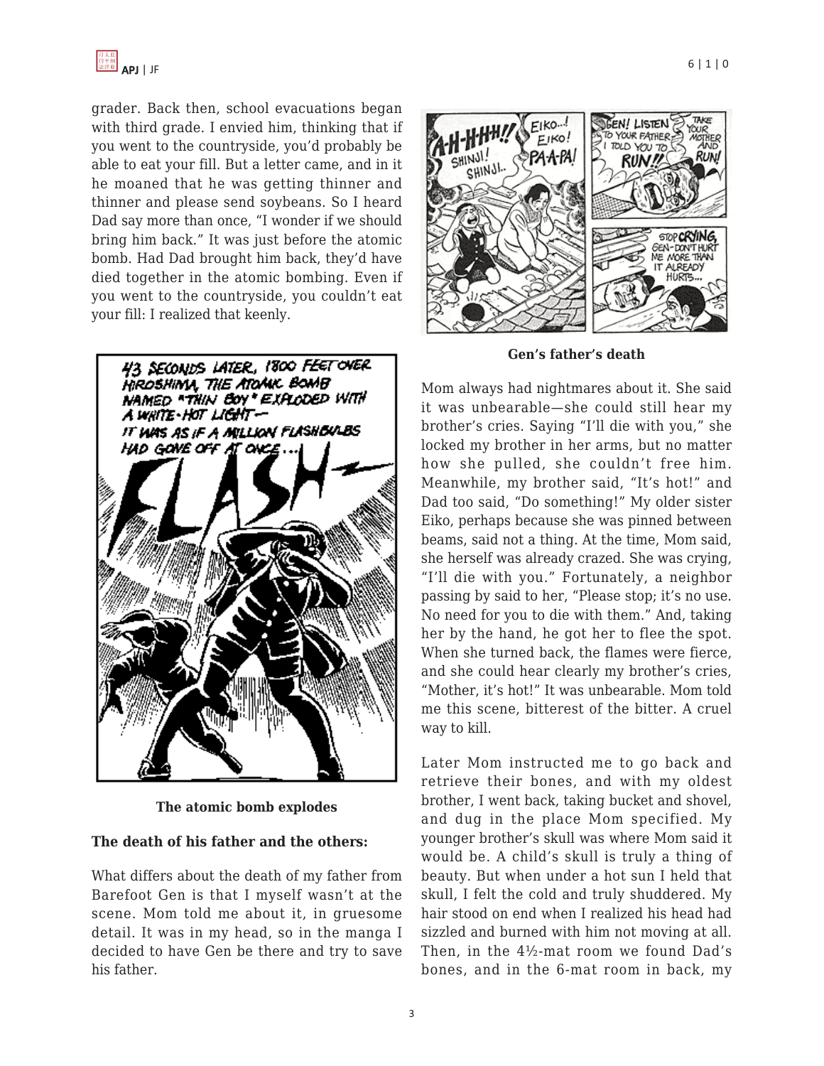grader. Back then, school evacuations began with third grade. I envied him, thinking that if you went to the countryside, you'd probably be able to eat your fill. But a letter came, and in it he moaned that he was getting thinner and thinner and please send soybeans. So I heard Dad say more than once, "I wonder if we should bring him back." It was just before the atomic bomb. Had Dad brought him back, they'd have died together in the atomic bombing. Even if you went to the countryside, you couldn't eat your fill: I realized that keenly.

**The atomic bomb explodes**

### The death of his father and the others:

What differs about the death of my father from Barefoot Gen is that I myself wasn't at the scene. Mom told me about it, in gruesome detail. It was in my head, so in the manga I decided to have Gen be there and try to save his father.

**Gen's father's death**

Mom always had nightmares about it. She said it was unbearable—she could still hear my brother's cries. Saying "I'll die with you," she locked my brother in her arms, but no matter how she pulled, she couldn't free him. Meanwhile, my brother said, "It's hot!" and Dad too said, "Do something!" My older sister Eiko, perhaps because she was pinned between beams, said not a thing. At the time, Mom said, she herself was already crazed. She was crying, "I'll die with you." Fortunately, a neighbor passing by said to her, "Please stop; it's no use. No need for you to die with them." And, taking her by the hand, he got her to flee the spot. When she turned back, the flames were fierce, and she could hear clearly my brother's cries, "Mother, it's hot!" It was unbearable. Mom told me this scene, bitterest of the bitter. A cruel way to kill.

Later Mom instructed me to go back and retrieve their bones, and with my oldest brother, I went back, taking bucket and shovel, and dug in the place Mom specified. My younger brother's skull was where Mom said it would be. A child's skull is truly a thing of beauty. But when under a hot sun I held that skull, I felt the cold and truly shuddered. My hair stood on end when I realized his head had sizzled and burned with him not moving at all. Then, in the 4½-mat room we found Dad's bones, and in the 6-mat room in back, my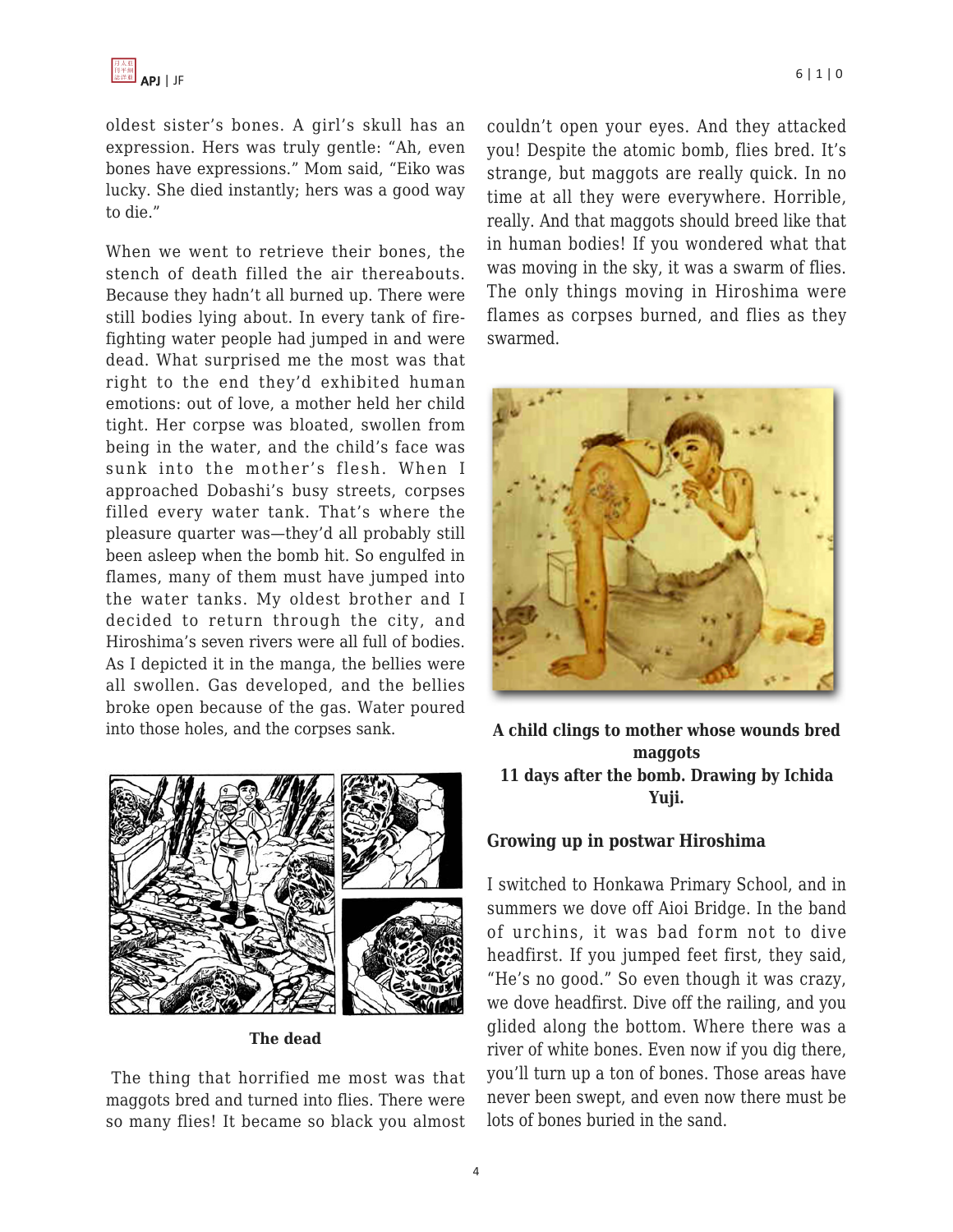oldest sister's bones. A girl's skull has an expression. Hers was truly gentle: "Ah, even bones have expressions." Mom said, "Eiko was lucky. She died instantly; hers was a good way to die."

When we went to retrieve their bones, the stench of death filled the air thereabouts. Because they hadn't all burned up. There were still bodies lying about. In every tank of fire-fighting water people had jumped in and were dead. What surprised me the most was that right to the end they'd exhibited human emotions: out of love, a mother held her child tight. Her corpse was bloated, swollen from being in the water, and the child's face was sunk into the mother's flesh. When I approached Dobashi's busy streets, corpses filled every water tank. That's where the pleasure quarter was—they'd all probably still been asleep when the bomb hit. So engulfed in flames, many of them must have jumped into the water tanks. My oldest brother and I decided to return through the city, and Hiroshima's seven rivers were all full of bodies. As I depicted it in the manga, the bellies were all swollen. Gas developed, and the bellies broke open because of the gas. Water poured into those holes, and the corpses sank.

**The dead**

The thing that horrified me most was that maggots bred and turned into flies. There were so many flies! It became so black you almost couldn't open your eyes. And they attacked you! Despite the atomic bomb, flies bred. It's strange, but maggots are really quick. In no time at all they were everywhere. Horrible, really. And that maggots should breed like that in human bodies! If you wondered what that was moving in the sky, it was a swarm of flies. The only things moving in Hiroshima were flames as corpses burned, and flies as they swarmed.

**A child clings to mother whose wounds bred maggots**
**11 days after the bomb. Drawing by Ichida Yuji.**

## Growing up in postwar Hiroshima

I switched to Honkawa Primary School, and in summers we dove off Aioi Bridge. In the band of urchins, it was bad form not to dive headfirst. If you jumped feet first, they said, "He's no good." So even though it was crazy, we dove headfirst. Dive off the railing, and you glided along the bottom. Where there was a river of white bones. Even now if you dig there, you'll turn up a ton of bones. Those areas have never been swept, and even now there must be lots of bones buried in the sand.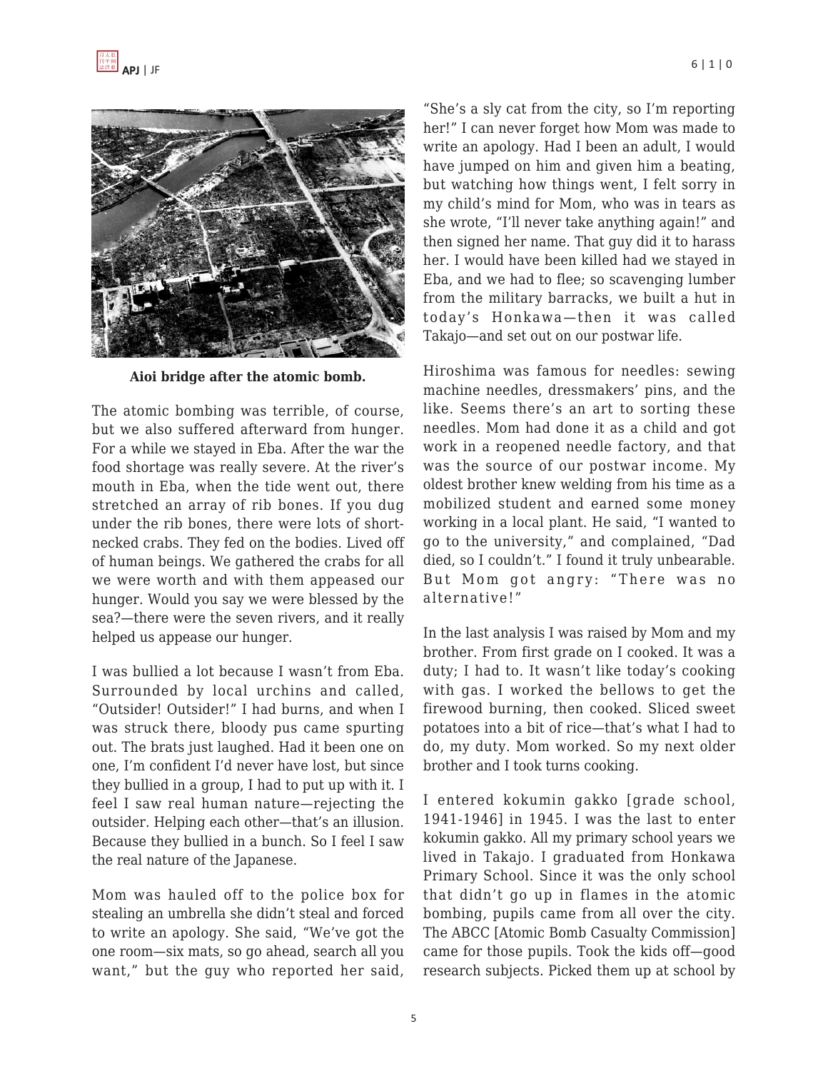Aioi bridge after the atomic bomb.

The atomic bombing was terrible, of course, but we also suffered afterward from hunger. For a while we stayed in Eba. After the war the food shortage was really severe. At the river's mouth in Eba, when the tide went out, there stretched an array of rib bones. If you dug under the rib bones, there were lots of short-necked crabs. They fed on the bodies. Lived off of human beings. We gathered the crabs for all we were worth and with them appeased our hunger. Would you say we were blessed by the sea?—there were the seven rivers, and it really helped us appease our hunger.

I was bullied a lot because I wasn't from Eba. Surrounded by local urchins and called, "Outsider! Outsider!" I had burns, and when I was struck there, bloody pus came spurting out. The brats just laughed. Had it been one on one, I'm confident I'd never have lost, but since they bullied in a group, I had to put up with it. I feel I saw real human nature—rejecting the outsider. Helping each other—that's an illusion. Because they bullied in a bunch. So I feel I saw the real nature of the Japanese.

Mom was hauled off to the police box for stealing an umbrella she didn't steal and forced to write an apology. She said, "We've got the one room—six mats, so go ahead, search all you want," but the guy who reported her said, "She's a sly cat from the city, so I'm reporting her!" I can never forget how Mom was made to write an apology. Had I been an adult, I would have jumped on him and given him a beating, but watching how things went, I felt sorry in my child's mind for Mom, who was in tears as she wrote, "I'll never take anything again!" and then signed her name. That guy did it to harass her. I would have been killed had we stayed in Eba, and we had to flee; so scavenging lumber from the military barracks, we built a hut in today's Honkawa—then it was called Takajo—and set out on our postwar life.

Hiroshima was famous for needles: sewing machine needles, dressmakers' pins, and the like. Seems there's an art to sorting these needles. Mom had done it as a child and got work in a reopened needle factory, and that was the source of our postwar income. My oldest brother knew welding from his time as a mobilized student and earned some money working in a local plant. He said, "I wanted to go to the university," and complained, "Dad died, so I couldn't." I found it truly unbearable. But Mom got angry: "There was no alternative!"

In the last analysis I was raised by Mom and my brother. From first grade on I cooked. It was a duty; I had to. It wasn't like today's cooking with gas. I worked the bellows to get the firewood burning, then cooked. Sliced sweet potatoes into a bit of rice—that's what I had to do, my duty. Mom worked. So my next older brother and I took turns cooking.

I entered kokumin gakko [grade school, 1941-1946] in 1945. I was the last to enter kokumin gakko. All my primary school years we lived in Takajo. I graduated from Honkawa Primary School. Since it was the only school that didn't go up in flames in the atomic bombing, pupils came from all over the city. The ABCC [Atomic Bomb Casualty Commission] came for those pupils. Took the kids off—good research subjects. Picked them up at school by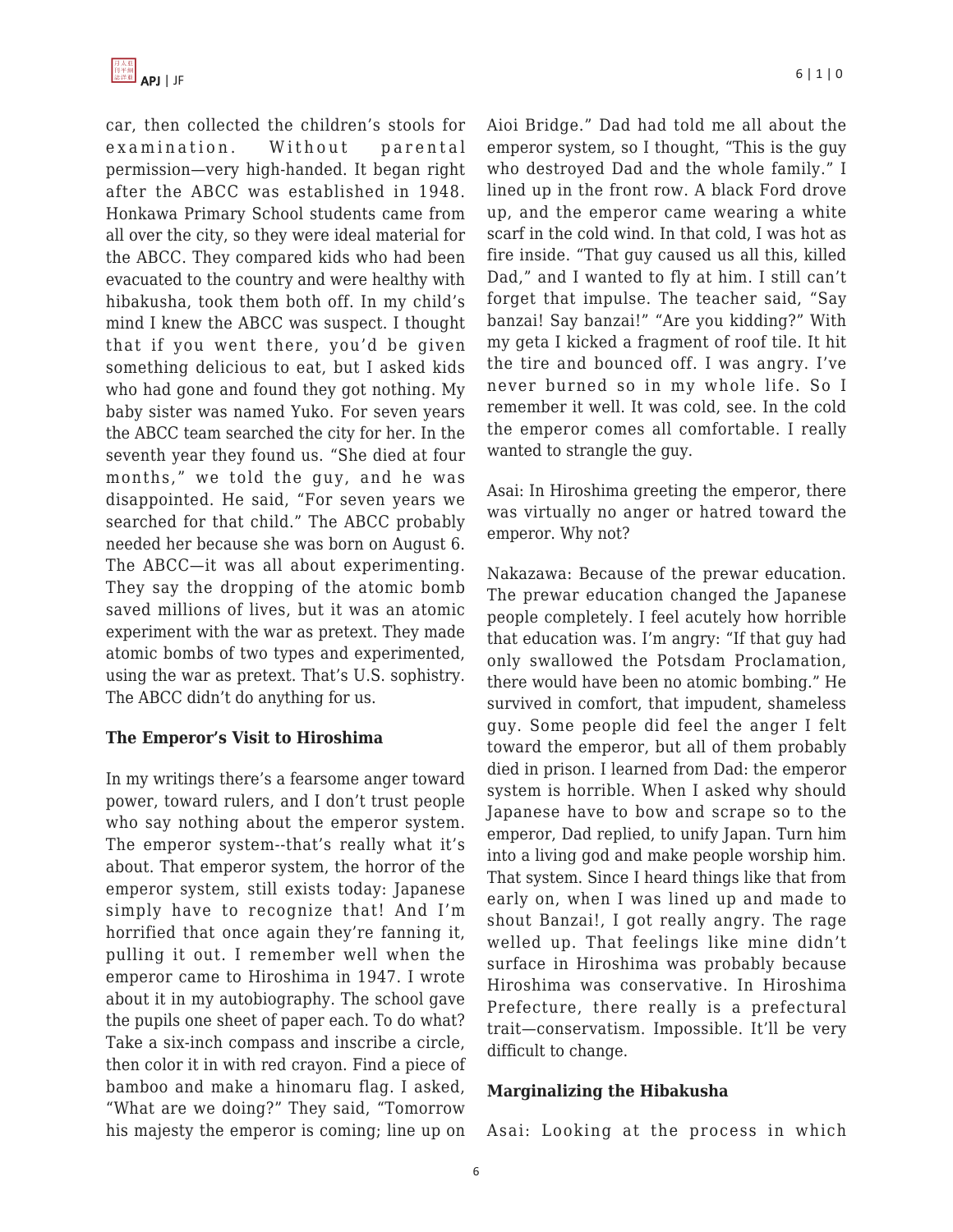car, then collected the children's stools for examination. Without parental permission—very high-handed. It began right after the ABCC was established in 1948. Honkawa Primary School students came from all over the city, so they were ideal material for the ABCC. They compared kids who had been evacuated to the country and were healthy with hibakusha, took them both off. In my child's mind I knew the ABCC was suspect. I thought that if you went there, you'd be given something delicious to eat, but I asked kids who had gone and found they got nothing. My baby sister was named Yuko. For seven years the ABCC team searched the city for her. In the seventh year they found us. "She died at four months," we told the guy, and he was disappointed. He said, "For seven years we searched for that child." The ABCC probably needed her because she was born on August 6. The ABCC—it was all about experimenting. They say the dropping of the atomic bomb saved millions of lives, but it was an atomic experiment with the war as pretext. They made atomic bombs of two types and experimented, using the war as pretext. That's U.S. sophistry. The ABCC didn't do anything for us.

**The Emperor's Visit to Hiroshima**

In my writings there's a fearsome anger toward power, toward rulers, and I don't trust people who say nothing about the emperor system. The emperor system--that's really what it's about. That emperor system, the horror of the emperor system, still exists today: Japanese simply have to recognize that! And I'm horrified that once again they're fanning it, pulling it out. I remember well when the emperor came to Hiroshima in 1947. I wrote about it in my autobiography. The school gave the pupils one sheet of paper each. To do what? Take a six-inch compass and inscribe a circle, then color it in with red crayon. Find a piece of bamboo and make a hinomaru flag. I asked, "What are we doing?" They said, "Tomorrow his majesty the emperor is coming; line up on Aioi Bridge." Dad had told me all about the emperor system, so I thought, "This is the guy who destroyed Dad and the whole family." I lined up in the front row. A black Ford drove up, and the emperor came wearing a white scarf in the cold wind. In that cold, I was hot as fire inside. "That guy caused us all this, killed Dad," and I wanted to fly at him. I still can't forget that impulse. The teacher said, "Say banzai! Say banzai!" "Are you kidding?" With my geta I kicked a fragment of roof tile. It hit the tire and bounced off. I was angry. I've never burned so in my whole life. So I remember it well. It was cold, see. In the cold the emperor comes all comfortable. I really wanted to strangle the guy.

Asai: In Hiroshima greeting the emperor, there was virtually no anger or hatred toward the emperor. Why not?

Nakazawa: Because of the prewar education. The prewar education changed the Japanese people completely. I feel acutely how horrible that education was. I'm angry: "If that guy had only swallowed the Potsdam Proclamation, there would have been no atomic bombing." He survived in comfort, that impudent, shameless guy. Some people did feel the anger I felt toward the emperor, but all of them probably died in prison. I learned from Dad: the emperor system is horrible. When I asked why should Japanese have to bow and scrape so to the emperor, Dad replied, to unify Japan. Turn him into a living god and make people worship him. That system. Since I heard things like that from early on, when I was lined up and made to shout Banzai!, I got really angry. The rage welled up. That feelings like mine didn't surface in Hiroshima was probably because Hiroshima was conservative. In Hiroshima Prefecture, there really is a prefectural trait—conservatism. Impossible. It'll be very difficult to change.

**Marginalizing the Hibakusha**

Asai: Looking at the process in which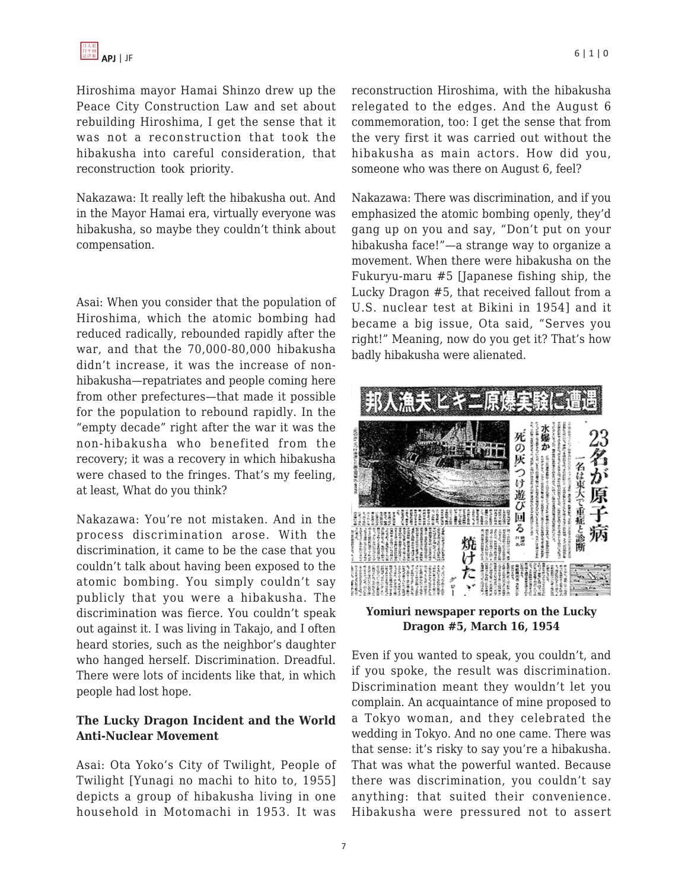Hiroshima mayor Hamai Shinzo drew up the Peace City Construction Law and set about rebuilding Hiroshima, I get the sense that it was not a reconstruction that took the hibakusha into careful consideration, that reconstruction took priority.

Nakazawa: It really left the hibakusha out. And in the Mayor Hamai era, virtually everyone was hibakusha, so maybe they couldn't think about compensation.

Asai: When you consider that the population of Hiroshima, which the atomic bombing had reduced radically, rebounded rapidly after the war, and that the 70,000-80,000 hibakusha didn't increase, it was the increase of non-hibakusha—repatriates and people coming here from other prefectures—that made it possible for the population to rebound rapidly. In the "empty decade" right after the war it was the non-hibakusha who benefited from the recovery; it was a recovery in which hibakusha were chased to the fringes. That's my feeling, at least, What do you think?

Nakazawa: You're not mistaken. And in the process discrimination arose. With the discrimination, it came to be the case that you couldn't talk about having been exposed to the atomic bombing. You simply couldn't say publicly that you were a hibakusha. The discrimination was fierce. You couldn't speak out against it. I was living in Takajo, and I often heard stories, such as the neighbor's daughter who hanged herself. Discrimination. Dreadful. There were lots of incidents like that, in which people had lost hope.

### The Lucky Dragon Incident and the World Anti-Nuclear Movement

Asai: Ota Yoko's City of Twilight, People of Twilight [Yunagi no machi to hito to, 1955] depicts a group of hibakusha living in one household in Motomachi in 1953. It was reconstruction Hiroshima, with the hibakusha relegated to the edges. And the August 6 commemoration, too: I get the sense that from the very first it was carried out without the hibakusha as main actors. How did you, someone who was there on August 6, feel?

Nakazawa: There was discrimination, and if you emphasized the atomic bombing openly, they'd gang up on you and say, "Don't put on your hibakusha face!"—a strange way to organize a movement. When there were hibakusha on the Fukuryu-maru #5 [Japanese fishing ship, the Lucky Dragon #5, that received fallout from a U.S. nuclear test at Bikini in 1954] and it became a big issue, Ota said, "Serves you right!" Meaning, now do you get it? That's how badly hibakusha were alienated.

**Yomiuri newspaper reports on the Lucky Dragon #5, March 16, 1954**

Even if you wanted to speak, you couldn't, and if you spoke, the result was discrimination. Discrimination meant they wouldn't let you complain. An acquaintance of mine proposed to a Tokyo woman, and they celebrated the wedding in Tokyo. And no one came. There was that sense: it's risky to say you're a hibakusha. That was what the powerful wanted. Because there was discrimination, you couldn't say anything: that suited their convenience. Hibakusha were pressured not to assert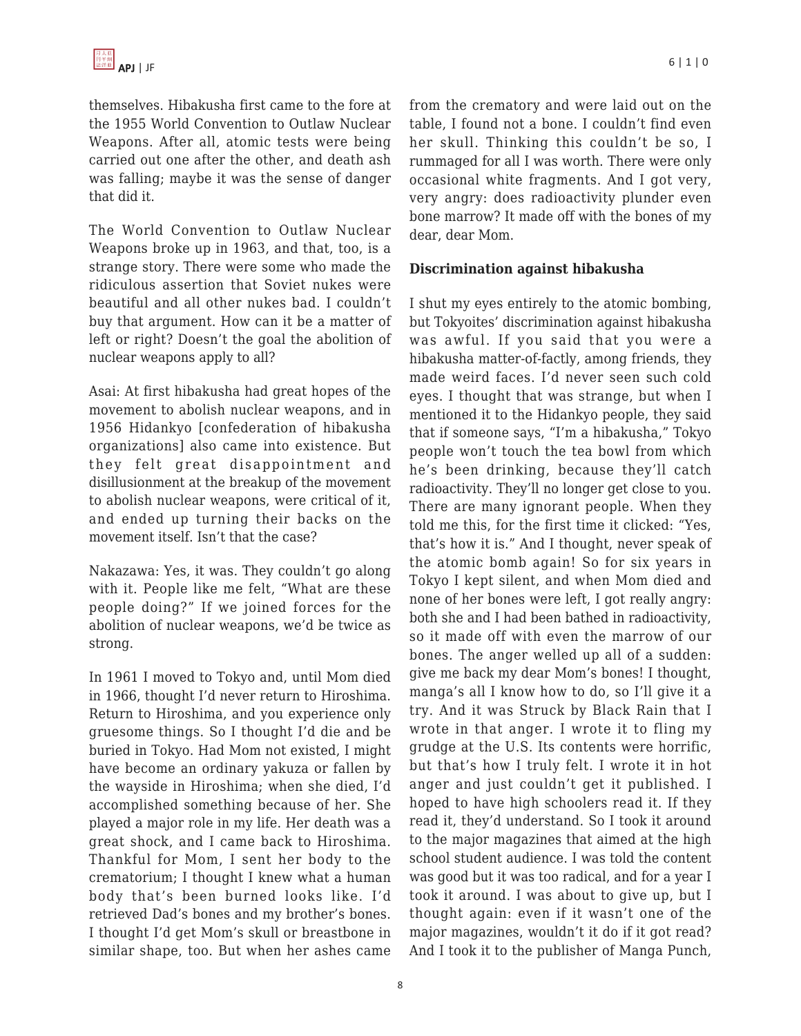themselves. Hibakusha first came to the fore at the 1955 World Convention to Outlaw Nuclear Weapons. After all, atomic tests were being carried out one after the other, and death ash was falling; maybe it was the sense of danger that did it.

The World Convention to Outlaw Nuclear Weapons broke up in 1963, and that, too, is a strange story. There were some who made the ridiculous assertion that Soviet nukes were beautiful and all other nukes bad. I couldn't buy that argument. How can it be a matter of left or right? Doesn't the goal the abolition of nuclear weapons apply to all?

Asai: At first hibakusha had great hopes of the movement to abolish nuclear weapons, and in 1956 Hidankyo [confederation of hibakusha organizations] also came into existence. But they felt great disappointment and disillusionment at the breakup of the movement to abolish nuclear weapons, were critical of it, and ended up turning their backs on the movement itself. Isn't that the case?

Nakazawa: Yes, it was. They couldn't go along with it. People like me felt, "What are these people doing?" If we joined forces for the abolition of nuclear weapons, we'd be twice as strong.

In 1961 I moved to Tokyo and, until Mom died in 1966, thought I'd never return to Hiroshima. Return to Hiroshima, and you experience only gruesome things. So I thought I'd die and be buried in Tokyo. Had Mom not existed, I might have become an ordinary yakuza or fallen by the wayside in Hiroshima; when she died, I'd accomplished something because of her. She played a major role in my life. Her death was a great shock, and I came back to Hiroshima. Thankful for Mom, I sent her body to the crematorium; I thought I knew what a human body that's been burned looks like. I'd retrieved Dad's bones and my brother's bones. I thought I'd get Mom's skull or breastbone in similar shape, too. But when her ashes came from the crematory and were laid out on the table, I found not a bone. I couldn't find even her skull. Thinking this couldn't be so, I rummaged for all I was worth. There were only occasional white fragments. And I got very, very angry: does radioactivity plunder even bone marrow? It made off with the bones of my dear, dear Mom.

**Discrimination against hibakusha**

I shut my eyes entirely to the atomic bombing, but Tokyoites' discrimination against hibakusha was awful. If you said that you were a hibakusha matter-of-factly, among friends, they made weird faces. I'd never seen such cold eyes. I thought that was strange, but when I mentioned it to the Hidankyo people, they said that if someone says, "I'm a hibakusha," Tokyo people won't touch the tea bowl from which he's been drinking, because they'll catch radioactivity. They'll no longer get close to you. There are many ignorant people. When they told me this, for the first time it clicked: "Yes, that's how it is." And I thought, never speak of the atomic bomb again! So for six years in Tokyo I kept silent, and when Mom died and none of her bones were left, I got really angry: both she and I had been bathed in radioactivity, so it made off with even the marrow of our bones. The anger welled up all of a sudden: give me back my dear Mom's bones! I thought, manga's all I know how to do, so I'll give it a try. And it was Struck by Black Rain that I wrote in that anger. I wrote it to fling my grudge at the U.S. Its contents were horrific, but that's how I truly felt. I wrote it in hot anger and just couldn't get it published. I hoped to have high schoolers read it. If they read it, they'd understand. So I took it around to the major magazines that aimed at the high school student audience. I was told the content was good but it was too radical, and for a year I took it around. I was about to give up, but I thought again: even if it wasn't one of the major magazines, wouldn't it do if it got read? And I took it to the publisher of Manga Punch,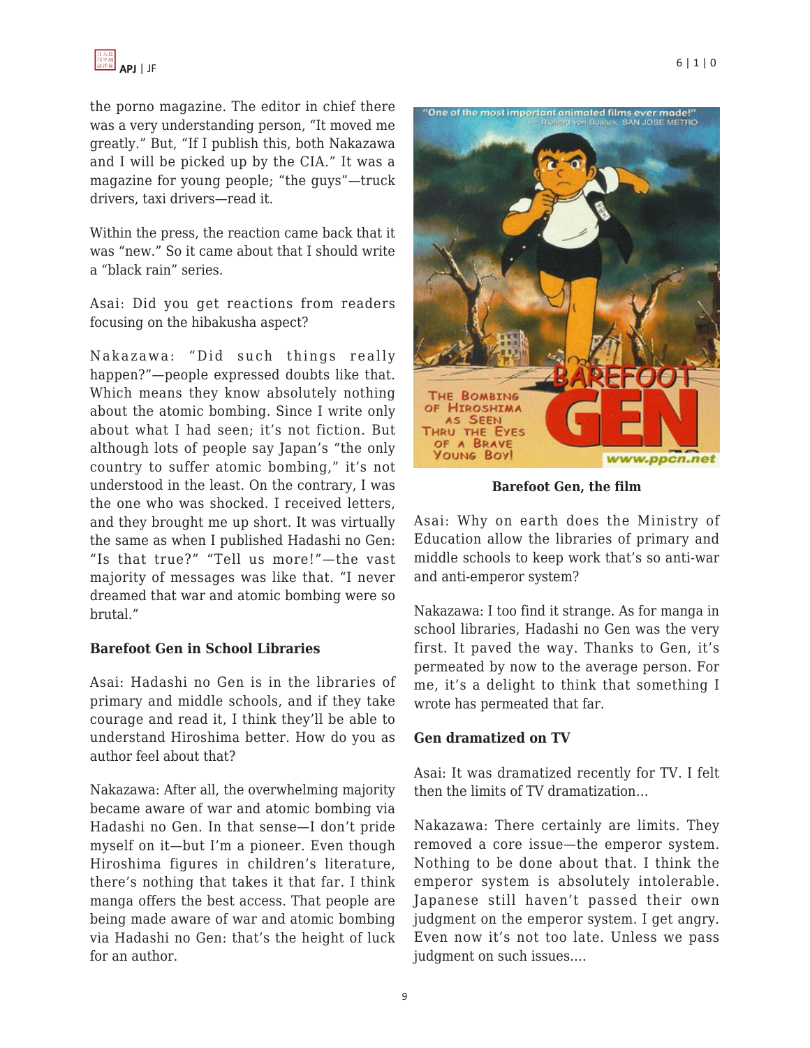the porno magazine. The editor in chief there was a very understanding person, "It moved me greatly." But, "If I publish this, both Nakazawa and I will be picked up by the CIA." It was a magazine for young people; "the guys"—truck drivers, taxi drivers—read it.

Within the press, the reaction came back that it was "new." So it came about that I should write a "black rain" series.

Asai: Did you get reactions from readers focusing on the hibakusha aspect?

Nakazawa: "Did such things really happen?"—people expressed doubts like that. Which means they know absolutely nothing about the atomic bombing. Since I write only about what I had seen; it's not fiction. But although lots of people say Japan's "the only country to suffer atomic bombing," it's not understood in the least. On the contrary, I was the one who was shocked. I received letters, and they brought me up short. It was virtually the same as when I published Hadashi no Gen: "Is that true?" "Tell us more!"—the vast majority of messages was like that. "I never dreamed that war and atomic bombing were so brutal."

**Barefoot Gen in School Libraries**

Asai: Hadashi no Gen is in the libraries of primary and middle schools, and if they take courage and read it, I think they'll be able to understand Hiroshima better. How do you as author feel about that?

Nakazawa: After all, the overwhelming majority became aware of war and atomic bombing via Hadashi no Gen. In that sense—I don't pride myself on it—but I'm a pioneer. Even though Hiroshima figures in children's literature, there's nothing that takes it that far. I think manga offers the best access. That people are being made aware of war and atomic bombing via Hadashi no Gen: that's the height of luck for an author.

**Barefoot Gen, the film**

Asai: Why on earth does the Ministry of Education allow the libraries of primary and middle schools to keep work that's so anti-war and anti-emperor system?

Nakazawa: I too find it strange. As for manga in school libraries, Hadashi no Gen was the very first. It paved the way. Thanks to Gen, it's permeated by now to the average person. For me, it's a delight to think that something I wrote has permeated that far.

**Gen dramatized on TV**

Asai: It was dramatized recently for TV. I felt then the limits of TV dramatization…

Nakazawa: There certainly are limits. They removed a core issue—the emperor system. Nothing to be done about that. I think the emperor system is absolutely intolerable. Japanese still haven't passed their own judgment on the emperor system. I get angry. Even now it's not too late. Unless we pass judgment on such issues….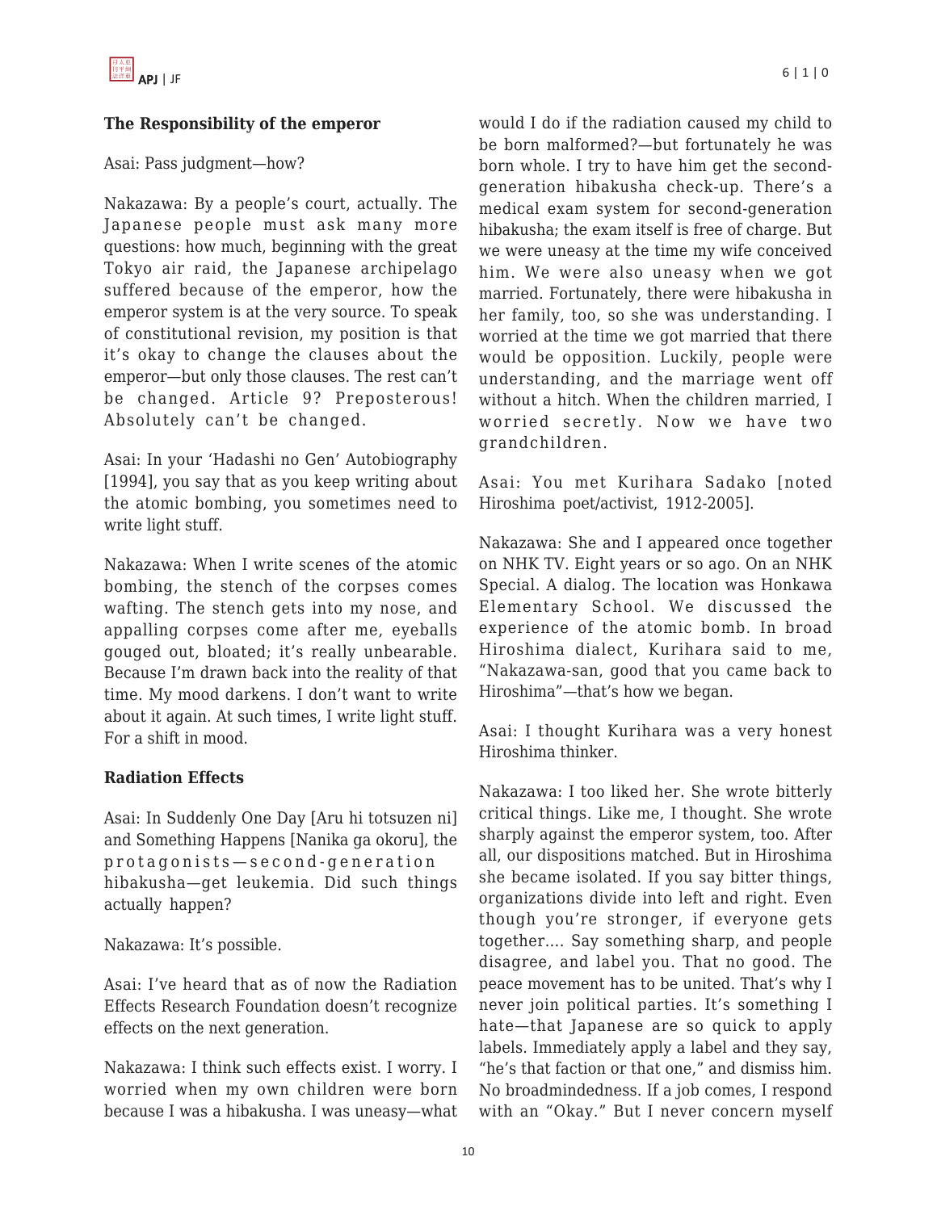### The Responsibility of the emperor

Asai: Pass judgment—how?

Nakazawa: By a people's court, actually. The Japanese people must ask many more questions: how much, beginning with the great Tokyo air raid, the Japanese archipelago suffered because of the emperor, how the emperor system is at the very source. To speak of constitutional revision, my position is that it's okay to change the clauses about the emperor—but only those clauses. The rest can't be changed. Article 9? Preposterous! Absolutely can't be changed.

Asai: In your 'Hadashi no Gen' Autobiography [1994], you say that as you keep writing about the atomic bombing, you sometimes need to write light stuff.

Nakazawa: When I write scenes of the atomic bombing, the stench of the corpses comes wafting. The stench gets into my nose, and appalling corpses come after me, eyeballs gouged out, bloated; it's really unbearable. Because I'm drawn back into the reality of that time. My mood darkens. I don't want to write about it again. At such times, I write light stuff. For a shift in mood.

### Radiation Effects

Asai: In Suddenly One Day [Aru hi totsuzen ni] and Something Happens [Nanika ga okoru], the protagonists—second-generation hibakusha—get leukemia. Did such things actually happen?

Nakazawa: It's possible.

Asai: I've heard that as of now the Radiation Effects Research Foundation doesn't recognize effects on the next generation.

Nakazawa: I think such effects exist. I worry. I worried when my own children were born because I was a hibakusha. I was uneasy—what would I do if the radiation caused my child to be born malformed?—but fortunately he was born whole. I try to have him get the second-generation hibakusha check-up. There's a medical exam system for second-generation hibakusha; the exam itself is free of charge. But we were uneasy at the time my wife conceived him. We were also uneasy when we got married. Fortunately, there were hibakusha in her family, too, so she was understanding. I worried at the time we got married that there would be opposition. Luckily, people were understanding, and the marriage went off without a hitch. When the children married, I worried secretly. Now we have two grandchildren.

Asai: You met Kurihara Sadako [noted Hiroshima poet/activist, 1912-2005].

Nakazawa: She and I appeared once together on NHK TV. Eight years or so ago. On an NHK Special. A dialog. The location was Honkawa Elementary School. We discussed the experience of the atomic bomb. In broad Hiroshima dialect, Kurihara said to me, "Nakazawa-san, good that you came back to Hiroshima"—that's how we began.

Asai: I thought Kurihara was a very honest Hiroshima thinker.

Nakazawa: I too liked her. She wrote bitterly critical things. Like me, I thought. She wrote sharply against the emperor system, too. After all, our dispositions matched. But in Hiroshima she became isolated. If you say bitter things, organizations divide into left and right. Even though you're stronger, if everyone gets together.... Say something sharp, and people disagree, and label you. That no good. The peace movement has to be united. That's why I never join political parties. It's something I hate—that Japanese are so quick to apply labels. Immediately apply a label and they say, "he's that faction or that one," and dismiss him. No broadmindedness. If a job comes, I respond with an "Okay." But I never concern myself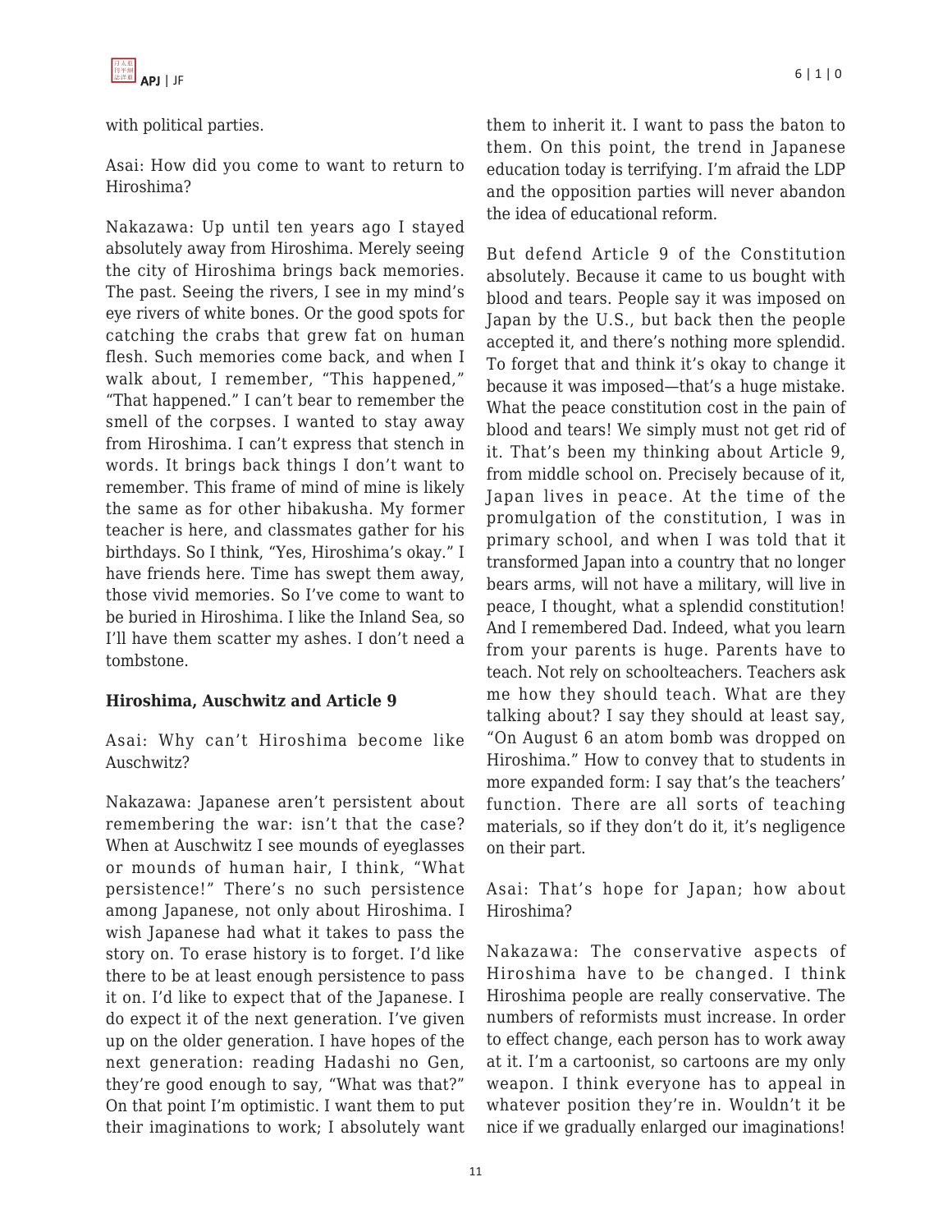with political parties.

Asai: How did you come to want to return to Hiroshima?

Nakazawa: Up until ten years ago I stayed absolutely away from Hiroshima. Merely seeing the city of Hiroshima brings back memories. The past. Seeing the rivers, I see in my mind's eye rivers of white bones. Or the good spots for catching the crabs that grew fat on human flesh. Such memories come back, and when I walk about, I remember, "This happened," "That happened." I can't bear to remember the smell of the corpses. I wanted to stay away from Hiroshima. I can't express that stench in words. It brings back things I don't want to remember. This frame of mind of mine is likely the same as for other hibakusha. My former teacher is here, and classmates gather for his birthdays. So I think, "Yes, Hiroshima's okay." I have friends here. Time has swept them away, those vivid memories. So I've come to want to be buried in Hiroshima. I like the Inland Sea, so I'll have them scatter my ashes. I don't need a tombstone.

## Hiroshima, Auschwitz and Article 9

Asai: Why can't Hiroshima become like Auschwitz?

Nakazawa: Japanese aren't persistent about remembering the war: isn't that the case? When at Auschwitz I see mounds of eyeglasses or mounds of human hair, I think, "What persistence!" There's no such persistence among Japanese, not only about Hiroshima. I wish Japanese had what it takes to pass the story on. To erase history is to forget. I'd like there to be at least enough persistence to pass it on. I'd like to expect that of the Japanese. I do expect it of the next generation. I've given up on the older generation. I have hopes of the next generation: reading Hadashi no Gen, they're good enough to say, "What was that?" On that point I'm optimistic. I want them to put their imaginations to work; I absolutely want them to inherit it. I want to pass the baton to them. On this point, the trend in Japanese education today is terrifying. I'm afraid the LDP and the opposition parties will never abandon the idea of educational reform.

But defend Article 9 of the Constitution absolutely. Because it came to us bought with blood and tears. People say it was imposed on Japan by the U.S., but back then the people accepted it, and there's nothing more splendid. To forget that and think it's okay to change it because it was imposed—that's a huge mistake. What the peace constitution cost in the pain of blood and tears! We simply must not get rid of it. That's been my thinking about Article 9, from middle school on. Precisely because of it, Japan lives in peace. At the time of the promulgation of the constitution, I was in primary school, and when I was told that it transformed Japan into a country that no longer bears arms, will not have a military, will live in peace, I thought, what a splendid constitution! And I remembered Dad. Indeed, what you learn from your parents is huge. Parents have to teach. Not rely on schoolteachers. Teachers ask me how they should teach. What are they talking about? I say they should at least say, "On August 6 an atom bomb was dropped on Hiroshima." How to convey that to students in more expanded form: I say that's the teachers' function. There are all sorts of teaching materials, so if they don't do it, it's negligence on their part.

Asai: That's hope for Japan; how about Hiroshima?

Nakazawa: The conservative aspects of Hiroshima have to be changed. I think Hiroshima people are really conservative. The numbers of reformists must increase. In order to effect change, each person has to work away at it. I'm a cartoonist, so cartoons are my only weapon. I think everyone has to appeal in whatever position they're in. Wouldn't it be nice if we gradually enlarged our imaginations!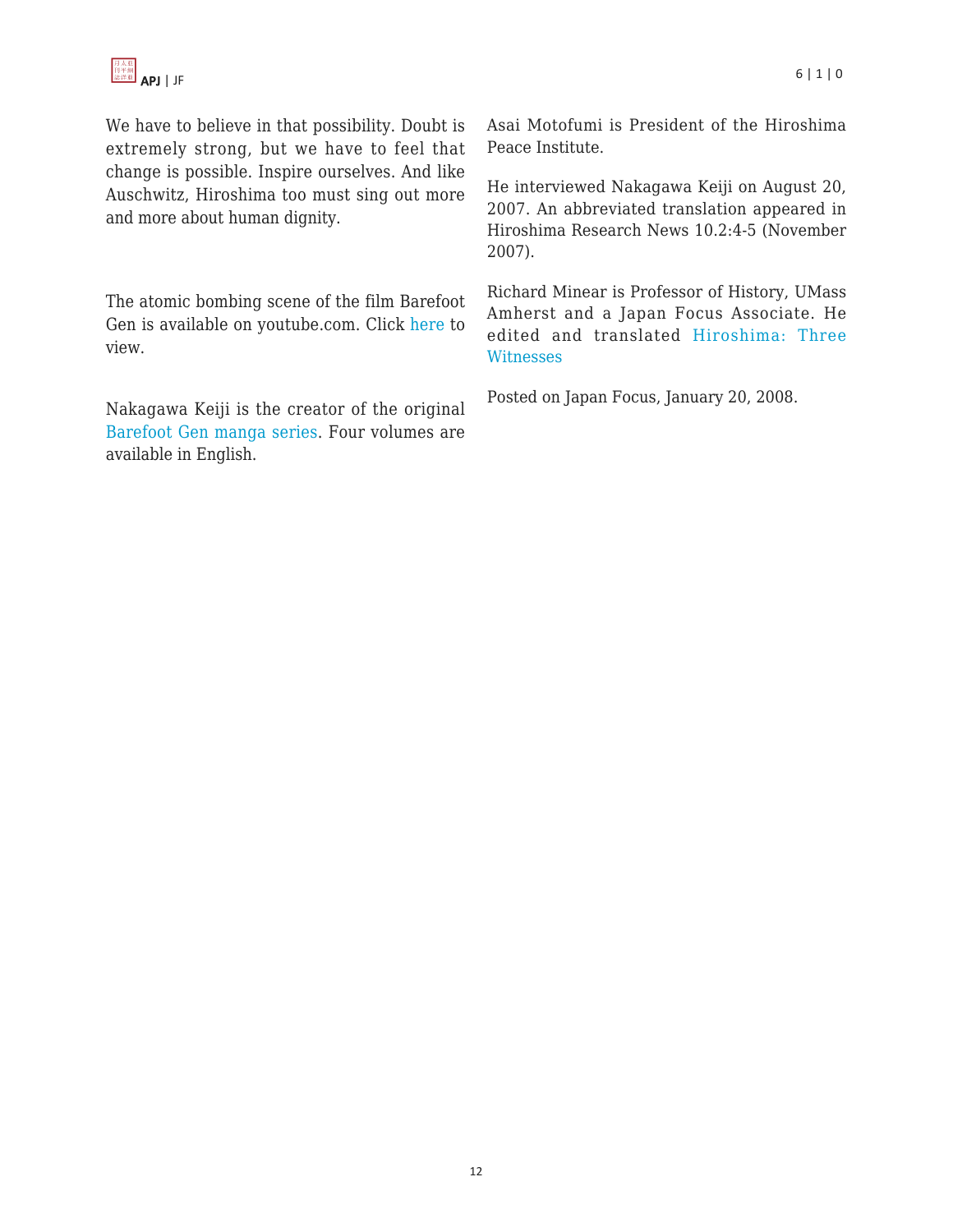We have to believe in that possibility. Doubt is extremely strong, but we have to feel that change is possible. Inspire ourselves. And like Auschwitz, Hiroshima too must sing out more and more about human dignity.

The atomic bombing scene of the film Barefoot Gen is available on youtube.com. Click here to view.

Nakagawa Keiji is the creator of the original Barefoot Gen manga series. Four volumes are available in English.

Asai Motofumi is President of the Hiroshima Peace Institute.

He interviewed Nakagawa Keiji on August 20, 2007. An abbreviated translation appeared in Hiroshima Research News 10.2:4-5 (November 2007).

Richard Minear is Professor of History, UMass Amherst and a Japan Focus Associate. He edited and translated Hiroshima: Three Witnesses

Posted on Japan Focus, January 20, 2008.